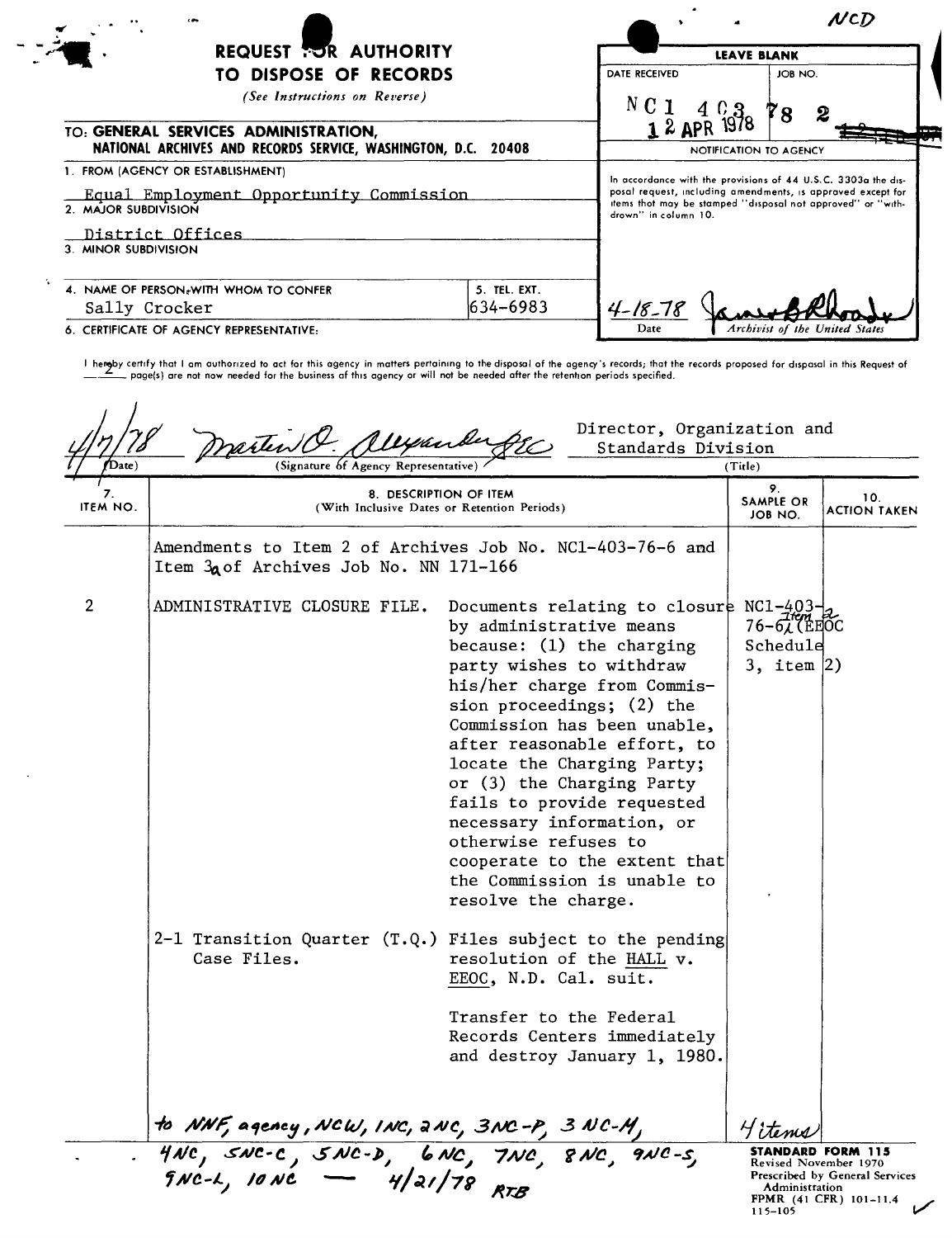NCD

# REQUEST FOR AUTHORITY TO DISPOSE OF RECORDS

*(See Instructions on Reverse)*

TO: **GENERAL SERVICES ADMINISTRATION, NATIONAL ARCHIVES AND RECORDS SERVICE, WASHINGTON, D.C. 20408**

| LEAVE BLANK | |
|---|---|
| DATE RECEIVED | JOB NO. |
| 12 APR 1978 | NC1 403 78 2 |

**NOTIFICATION TO AGENCY**

In accordance with the provisions of 44 U.S.C. 3303a the disposal request, including amendments, is approved except for items that may be stamped "disposal not approved" or "withdrawn" in column 10.

4-18-78 — Date — James B Rhoads — Archivist of the United States

1. FROM (AGENCY OR ESTABLISHMENT)
   Equal Employment Opportunity Commission
2. MAJOR SUBDIVISION
   District Offices
3. MINOR SUBDIVISION

4. NAME OF PERSON WITH WHOM TO CONFER: Sally Crocker
5. TEL. EXT.: 634-6983

6. CERTIFICATE OF AGENCY REPRESENTATIVE:

I hereby certify that I am authorized to act for this agency in matters pertaining to the disposal of the agency's records; that the records proposed for disposal in this Request of 2 page(s) are not now needed for the business of this agency or will not be needed after the retention periods specified.

4/7/78 (Date) — Martin O. Alexander (Signature of Agency Representative) — Director, Organization and Standards Division (Title)

| 7. ITEM NO. | 8. DESCRIPTION OF ITEM (With Inclusive Dates or Retention Periods) | | 9. SAMPLE OR JOB NO. | 10. ACTION TAKEN |
|---|---|---|---|---|
| | Amendments to Item 2 of Archives Job No. NC1-403-76-6 and Item 3a of Archives Job No. NN 171-166 | | | |
| 2 | ADMINISTRATIVE CLOSURE FILE. | Documents relating to closure by administrative means because: (1) the charging party wishes to withdraw his/her charge from Commission proceedings; (2) the Commission has been unable, after reasonable effort, to locate the Charging Party; or (3) the Charging Party fails to provide requested necessary information, or otherwise refuses to cooperate to the extent that the Commission is unable to resolve the charge. | NC1-403-76-6, item 2 (EEOC Schedule 3, item 2) | |
| | 2-1 Transition Quarter (T.Q.) Case Files. | Files subject to the pending resolution of the HALL v. EEOC, N.D. Cal. suit.<br><br>Transfer to the Federal Records Centers immediately and destroy January 1, 1980. | | |

to NNF, agency, NCW, 1NC, 2NC, 3NC-P, 3NC-M, 4NC, 5NC-C, 5NC-D, 6NC, 7NC, 8NC, 9NC-S, 9NC-L, 10NC — 4/21/78 RTB

4 items

**STANDARD FORM 115**
Revised November 1970
Prescribed by General Services Administration
FPMR (41 CFR) 101-11.4
115-105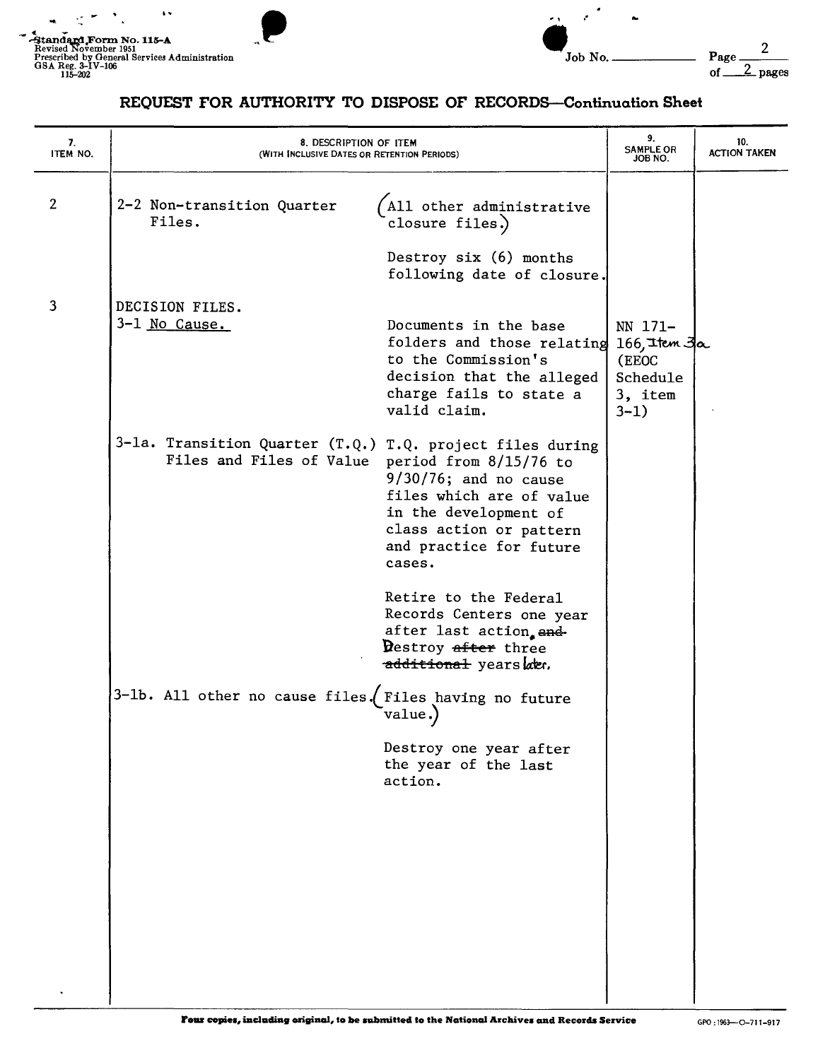Standard Form No. 115-A
Revised November 1951
Prescribed by General Services Administration
GSA Reg. 3-IV-106
115-202

Job No. ______ Page 2 of 2 pages

## REQUEST FOR AUTHORITY TO DISPOSE OF RECORDS—Continuation Sheet

| 7. ITEM NO. | 8. DESCRIPTION OF ITEM (WITH INCLUSIVE DATES OR RETENTION PERIODS) | | 9. SAMPLE OR JOB NO. | 10. ACTION TAKEN |
|---|---|---|---|---|
| 2 | 2-2 Non-transition Quarter Files. | (All other administrative closure files.) Destroy six (6) months following date of closure. | | |
| 3 | DECISION FILES. 3-1 No Cause. | Documents in the base folders and those relating to the Commission's decision that the alleged charge fails to state a valid claim. | NN 171-166, Item 3a (EEOC Schedule 3, item 3-1) | |
| | 3-1a. Transition Quarter (T.Q.) Files and Files of Value | T.Q. project files during period from 8/15/76 to 9/30/76; and no cause files which are of value in the development of class action or pattern and practice for future cases. Retire to the Federal Records Centers one year after last action. ~~and~~ Destroy ~~after~~ three ~~additional~~ years later. | | |
| | 3-1b. All other no cause files. | (Files having no future value.) Destroy one year after the year of the last action. | | |

Four copies, including original, to be submitted to the National Archives and Records Service

GPO : 1963—O-711-917